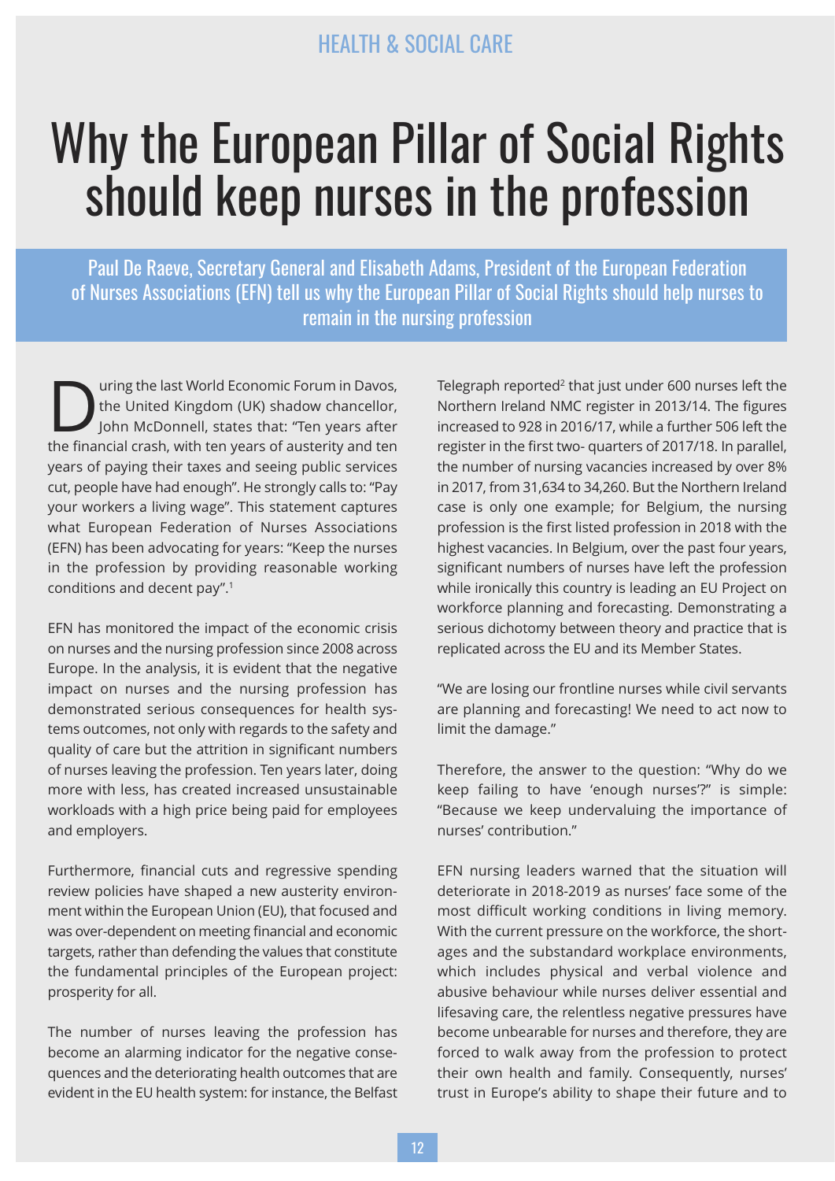HEALTH & SOCIAL CARE

# Why the European Pillar of Social Rights should keep nurses in the profession

Paul De Raeve, Secretary General and Elisabeth Adams, President of the European Federation of Nurses Associations (EFN) tell us why the European Pillar of Social Rights should help nurses to remain in the nursing profession

During the last World Economic Forum in Davos, the United Kingdom (UK) shadow chancellor, John McDonnell, states that: "Ten years after the financial crash, with ten years of austerity and ten years of paying their taxes and seeing public services cut, people have had enough". He strongly calls to: "Pay your workers a living wage". This statement captures what European Federation of Nurses Associations (EFN) has been advocating for years: "Keep the nurses in the profession by providing reasonable working conditions and decent pay".[1]

EFN has monitored the impact of the economic crisis on nurses and the nursing profession since 2008 across Europe. In the analysis, it is evident that the negative impact on nurses and the nursing profession has demonstrated serious consequences for health systems outcomes, not only with regards to the safety and quality of care but the attrition in significant numbers of nurses leaving the profession. Ten years later, doing more with less, has created increased unsustainable workloads with a high price being paid for employees and employers.

Furthermore, financial cuts and regressive spending review policies have shaped a new austerity environment within the European Union (EU), that focused and was over-dependent on meeting financial and economic targets, rather than defending the values that constitute the fundamental principles of the European project: prosperity for all.

The number of nurses leaving the profession has become an alarming indicator for the negative consequences and the deteriorating health outcomes that are evident in the EU health system: for instance, the Belfast Telegraph reported[2] that just under 600 nurses left the Northern Ireland NMC register in 2013/14. The figures increased to 928 in 2016/17, while a further 506 left the register in the first two- quarters of 2017/18. In parallel, the number of nursing vacancies increased by over 8% in 2017, from 31,634 to 34,260. But the Northern Ireland case is only one example; for Belgium, the nursing profession is the first listed profession in 2018 with the highest vacancies. In Belgium, over the past four years, significant numbers of nurses have left the profession while ironically this country is leading an EU Project on workforce planning and forecasting. Demonstrating a serious dichotomy between theory and practice that is replicated across the EU and its Member States.

"We are losing our frontline nurses while civil servants are planning and forecasting! We need to act now to limit the damage."

Therefore, the answer to the question: "Why do we keep failing to have 'enough nurses'?" is simple: "Because we keep undervaluing the importance of nurses' contribution."

EFN nursing leaders warned that the situation will deteriorate in 2018-2019 as nurses' face some of the most difficult working conditions in living memory. With the current pressure on the workforce, the shortages and the substandard workplace environments, which includes physical and verbal violence and abusive behaviour while nurses deliver essential and lifesaving care, the relentless negative pressures have become unbearable for nurses and therefore, they are forced to walk away from the profession to protect their own health and family. Consequently, nurses' trust in Europe's ability to shape their future and to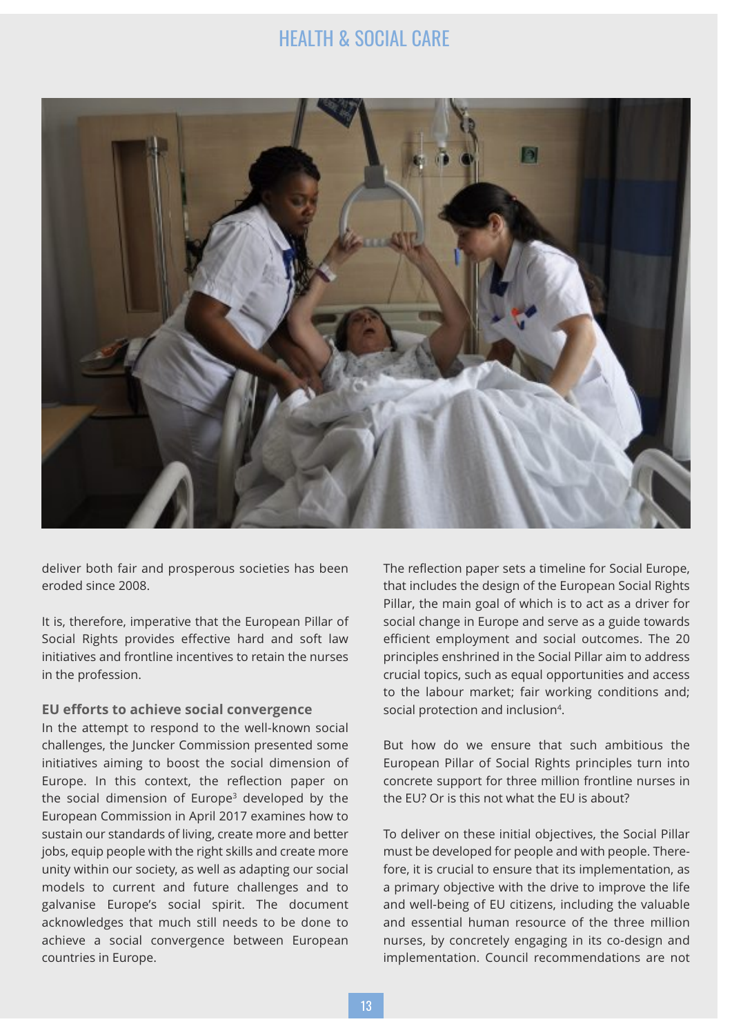deliver both fair and prosperous societies has been eroded since 2008.

It is, therefore, imperative that the European Pillar of Social Rights provides effective hard and soft law initiatives and frontline incentives to retain the nurses in the profession.

### EU efforts to achieve social convergence

In the attempt to respond to the well-known social challenges, the Juncker Commission presented some initiatives aiming to boost the social dimension of Europe. In this context, the reflection paper on the social dimension of Europe[3] developed by the European Commission in April 2017 examines how to sustain our standards of living, create more and better jobs, equip people with the right skills and create more unity within our society, as well as adapting our social models to current and future challenges and to galvanise Europe's social spirit. The document acknowledges that much still needs to be done to achieve a social convergence between European countries in Europe.

The reflection paper sets a timeline for Social Europe, that includes the design of the European Social Rights Pillar, the main goal of which is to act as a driver for social change in Europe and serve as a guide towards efficient employment and social outcomes. The 20 principles enshrined in the Social Pillar aim to address crucial topics, such as equal opportunities and access to the labour market; fair working conditions and; social protection and inclusion[4].

But how do we ensure that such ambitious the European Pillar of Social Rights principles turn into concrete support for three million frontline nurses in the EU? Or is this not what the EU is about?

To deliver on these initial objectives, the Social Pillar must be developed for people and with people. Therefore, it is crucial to ensure that its implementation, as a primary objective with the drive to improve the life and well-being of EU citizens, including the valuable and essential human resource of the three million nurses, by concretely engaging in its co-design and implementation. Council recommendations are not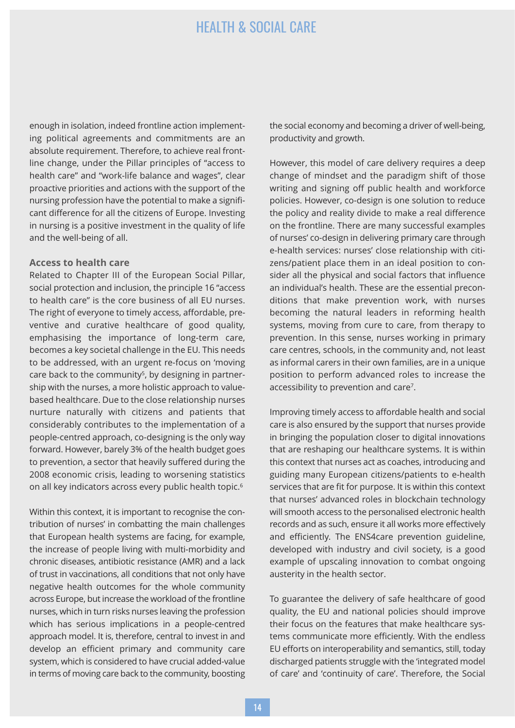enough in isolation, indeed frontline action implementing political agreements and commitments are an absolute requirement. Therefore, to achieve real frontline change, under the Pillar principles of "access to health care" and "work-life balance and wages", clear proactive priorities and actions with the support of the nursing profession have the potential to make a significant difference for all the citizens of Europe. Investing in nursing is a positive investment in the quality of life and the well-being of all.

### Access to health care

Related to Chapter III of the European Social Pillar, social protection and inclusion, the principle 16 "access to health care" is the core business of all EU nurses. The right of everyone to timely access, affordable, preventive and curative healthcare of good quality, emphasising the importance of long-term care, becomes a key societal challenge in the EU. This needs to be addressed, with an urgent re-focus on 'moving care back to the community[5], by designing in partnership with the nurses, a more holistic approach to value-based healthcare. Due to the close relationship nurses nurture naturally with citizens and patients that considerably contributes to the implementation of a people-centred approach, co-designing is the only way forward. However, barely 3% of the health budget goes to prevention, a sector that heavily suffered during the 2008 economic crisis, leading to worsening statistics on all key indicators across every public health topic.[6]

Within this context, it is important to recognise the contribution of nurses' in combatting the main challenges that European health systems are facing, for example, the increase of people living with multi-morbidity and chronic diseases, antibiotic resistance (AMR) and a lack of trust in vaccinations, all conditions that not only have negative health outcomes for the whole community across Europe, but increase the workload of the frontline nurses, which in turn risks nurses leaving the profession which has serious implications in a people-centred approach model. It is, therefore, central to invest in and develop an efficient primary and community care system, which is considered to have crucial added-value in terms of moving care back to the community, boosting the social economy and becoming a driver of well-being, productivity and growth.

However, this model of care delivery requires a deep change of mindset and the paradigm shift of those writing and signing off public health and workforce policies. However, co-design is one solution to reduce the policy and reality divide to make a real difference on the frontline. There are many successful examples of nurses' co-design in delivering primary care through e-health services: nurses' close relationship with citizens/patient place them in an ideal position to consider all the physical and social factors that influence an individual's health. These are the essential preconditions that make prevention work, with nurses becoming the natural leaders in reforming health systems, moving from cure to care, from therapy to prevention. In this sense, nurses working in primary care centres, schools, in the community and, not least as informal carers in their own families, are in a unique position to perform advanced roles to increase the accessibility to prevention and care[7].

Improving timely access to affordable health and social care is also ensured by the support that nurses provide in bringing the population closer to digital innovations that are reshaping our healthcare systems. It is within this context that nurses act as coaches, introducing and guiding many European citizens/patients to e-health services that are fit for purpose. It is within this context that nurses' advanced roles in blockchain technology will smooth access to the personalised electronic health records and as such, ensure it all works more effectively and efficiently. The ENS4care prevention guideline, developed with industry and civil society, is a good example of upscaling innovation to combat ongoing austerity in the health sector.

To guarantee the delivery of safe healthcare of good quality, the EU and national policies should improve their focus on the features that make healthcare systems communicate more efficiently. With the endless EU efforts on interoperability and semantics, still, today discharged patients struggle with the 'integrated model of care' and 'continuity of care'. Therefore, the Social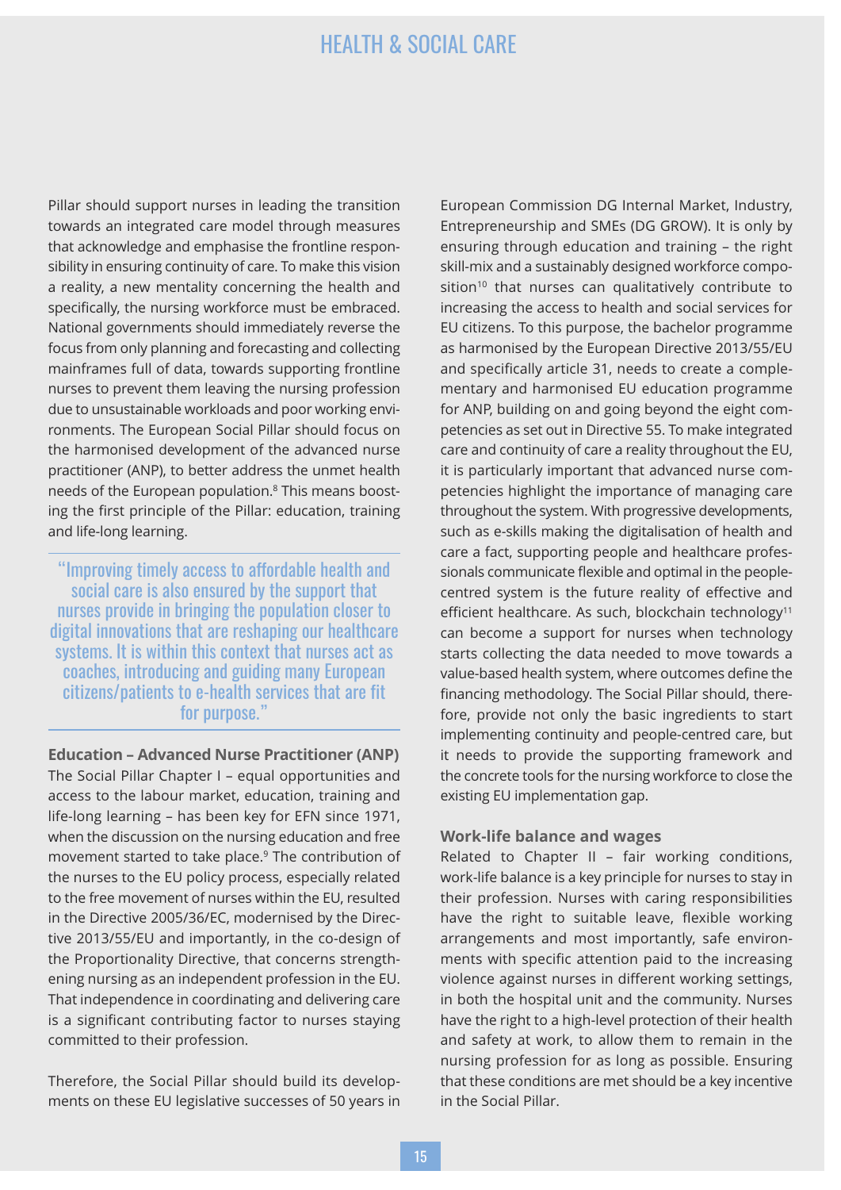Pillar should support nurses in leading the transition towards an integrated care model through measures that acknowledge and emphasise the frontline responsibility in ensuring continuity of care. To make this vision a reality, a new mentality concerning the health and specifically, the nursing workforce must be embraced. National governments should immediately reverse the focus from only planning and forecasting and collecting mainframes full of data, towards supporting frontline nurses to prevent them leaving the nursing profession due to unsustainable workloads and poor working environments. The European Social Pillar should focus on the harmonised development of the advanced nurse practitioner (ANP), to better address the unmet health needs of the European population.[8] This means boosting the first principle of the Pillar: education, training and life-long learning.

> "Improving timely access to affordable health and social care is also ensured by the support that nurses provide in bringing the population closer to digital innovations that are reshaping our healthcare systems. It is within this context that nurses act as coaches, introducing and guiding many European citizens/patients to e-health services that are fit for purpose."

**Education – Advanced Nurse Practitioner (ANP)**

The Social Pillar Chapter I – equal opportunities and access to the labour market, education, training and life-long learning – has been key for EFN since 1971, when the discussion on the nursing education and free movement started to take place.[9] The contribution of the nurses to the EU policy process, especially related to the free movement of nurses within the EU, resulted in the Directive 2005/36/EC, modernised by the Directive 2013/55/EU and importantly, in the co-design of the Proportionality Directive, that concerns strengthening nursing as an independent profession in the EU. That independence in coordinating and delivering care is a significant contributing factor to nurses staying committed to their profession.

Therefore, the Social Pillar should build its developments on these EU legislative successes of 50 years in European Commission DG Internal Market, Industry, Entrepreneurship and SMEs (DG GROW). It is only by ensuring through education and training – the right skill-mix and a sustainably designed workforce composition[10] that nurses can qualitatively contribute to increasing the access to health and social services for EU citizens. To this purpose, the bachelor programme as harmonised by the European Directive 2013/55/EU and specifically article 31, needs to create a complementary and harmonised EU education programme for ANP, building on and going beyond the eight competencies as set out in Directive 55. To make integrated care and continuity of care a reality throughout the EU, it is particularly important that advanced nurse competencies highlight the importance of managing care throughout the system. With progressive developments, such as e-skills making the digitalisation of health and care a fact, supporting people and healthcare professionals communicate flexible and optimal in the people-centred system is the future reality of effective and efficient healthcare. As such, blockchain technology[11] can become a support for nurses when technology starts collecting the data needed to move towards a value-based health system, where outcomes define the financing methodology. The Social Pillar should, therefore, provide not only the basic ingredients to start implementing continuity and people-centred care, but it needs to provide the supporting framework and the concrete tools for the nursing workforce to close the existing EU implementation gap.

**Work-life balance and wages**

Related to Chapter II – fair working conditions, work-life balance is a key principle for nurses to stay in their profession. Nurses with caring responsibilities have the right to suitable leave, flexible working arrangements and most importantly, safe environments with specific attention paid to the increasing violence against nurses in different working settings, in both the hospital unit and the community. Nurses have the right to a high-level protection of their health and safety at work, to allow them to remain in the nursing profession for as long as possible. Ensuring that these conditions are met should be a key incentive in the Social Pillar.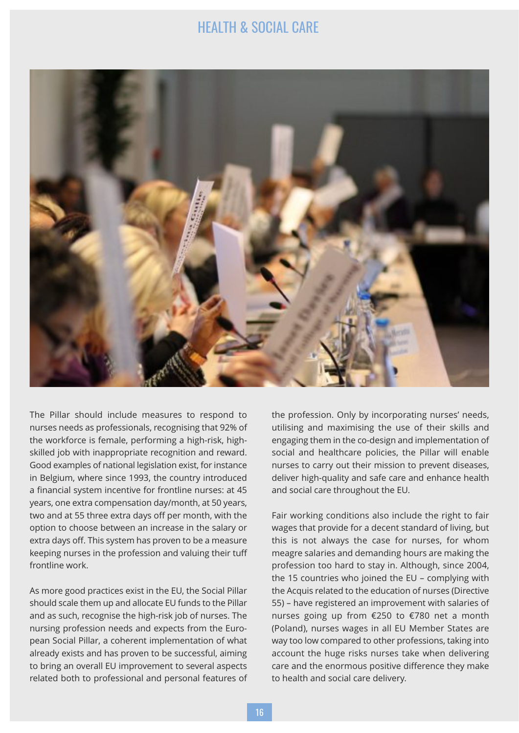The Pillar should include measures to respond to nurses needs as professionals, recognising that 92% of the workforce is female, performing a high-risk, high-skilled job with inappropriate recognition and reward. Good examples of national legislation exist, for instance in Belgium, where since 1993, the country introduced a financial system incentive for frontline nurses: at 45 years, one extra compensation day/month, at 50 years, two and at 55 three extra days off per month, with the option to choose between an increase in the salary or extra days off. This system has proven to be a measure keeping nurses in the profession and valuing their tuff frontline work.

As more good practices exist in the EU, the Social Pillar should scale them up and allocate EU funds to the Pillar and as such, recognise the high-risk job of nurses. The nursing profession needs and expects from the European Social Pillar, a coherent implementation of what already exists and has proven to be successful, aiming to bring an overall EU improvement to several aspects related both to professional and personal features of the profession. Only by incorporating nurses' needs, utilising and maximising the use of their skills and engaging them in the co-design and implementation of social and healthcare policies, the Pillar will enable nurses to carry out their mission to prevent diseases, deliver high-quality and safe care and enhance health and social care throughout the EU.

Fair working conditions also include the right to fair wages that provide for a decent standard of living, but this is not always the case for nurses, for whom meagre salaries and demanding hours are making the profession too hard to stay in. Although, since 2004, the 15 countries who joined the EU – complying with the Acquis related to the education of nurses (Directive 55) – have registered an improvement with salaries of nurses going up from €250 to €780 net a month (Poland), nurses wages in all EU Member States are way too low compared to other professions, taking into account the huge risks nurses take when delivering care and the enormous positive difference they make to health and social care delivery.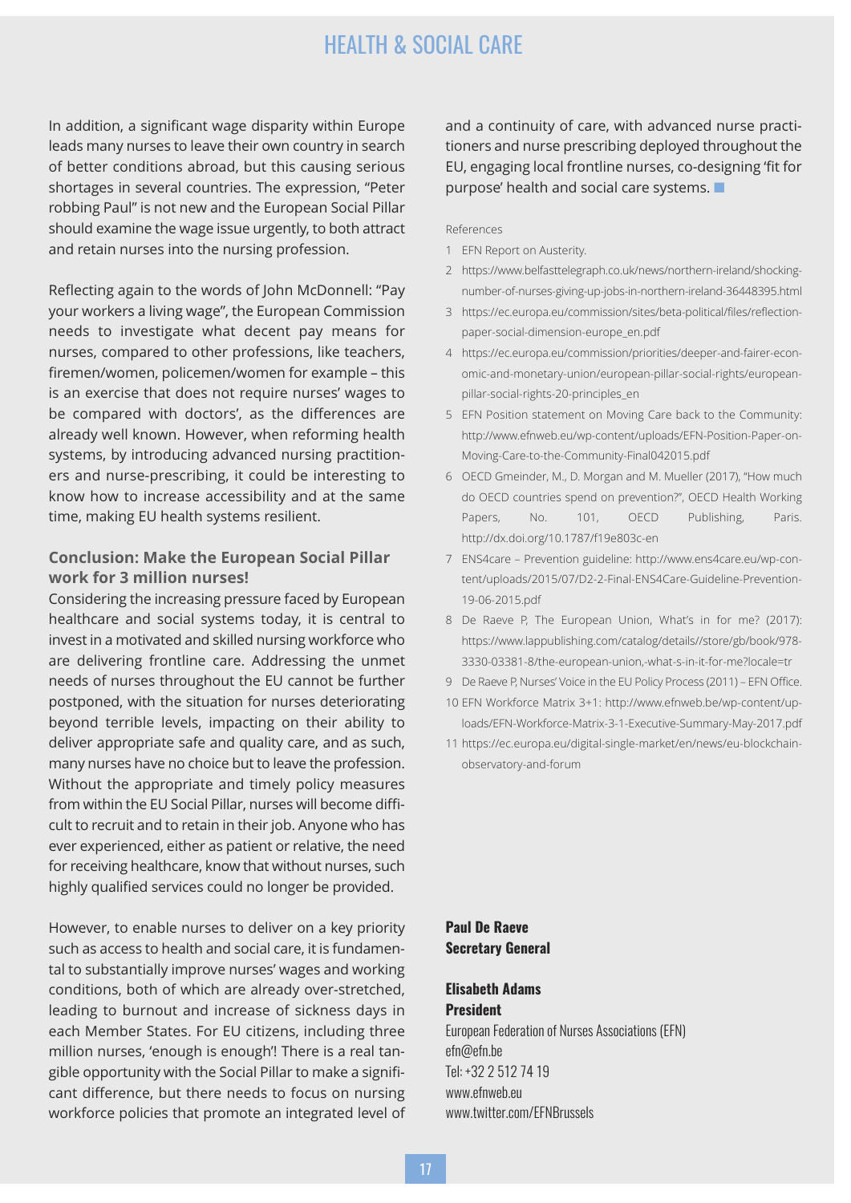In addition, a significant wage disparity within Europe leads many nurses to leave their own country in search of better conditions abroad, but this causing serious shortages in several countries. The expression, "Peter robbing Paul" is not new and the European Social Pillar should examine the wage issue urgently, to both attract and retain nurses into the nursing profession.

Reflecting again to the words of John McDonnell: "Pay your workers a living wage", the European Commission needs to investigate what decent pay means for nurses, compared to other professions, like teachers, firemen/women, policemen/women for example – this is an exercise that does not require nurses' wages to be compared with doctors', as the differences are already well known. However, when reforming health systems, by introducing advanced nursing practitioners and nurse-prescribing, it could be interesting to know how to increase accessibility and at the same time, making EU health systems resilient.

### Conclusion: Make the European Social Pillar work for 3 million nurses!

Considering the increasing pressure faced by European healthcare and social systems today, it is central to invest in a motivated and skilled nursing workforce who are delivering frontline care. Addressing the unmet needs of nurses throughout the EU cannot be further postponed, with the situation for nurses deteriorating beyond terrible levels, impacting on their ability to deliver appropriate safe and quality care, and as such, many nurses have no choice but to leave the profession. Without the appropriate and timely policy measures from within the EU Social Pillar, nurses will become difficult to recruit and to retain in their job. Anyone who has ever experienced, either as patient or relative, the need for receiving healthcare, know that without nurses, such highly qualified services could no longer be provided.

However, to enable nurses to deliver on a key priority such as access to health and social care, it is fundamental to substantially improve nurses' wages and working conditions, both of which are already over-stretched, leading to burnout and increase of sickness days in each Member States. For EU citizens, including three million nurses, 'enough is enough'! There is a real tangible opportunity with the Social Pillar to make a significant difference, but there needs to focus on nursing workforce policies that promote an integrated level of and a continuity of care, with advanced nurse practitioners and nurse prescribing deployed throughout the EU, engaging local frontline nurses, co-designing 'fit for purpose' health and social care systems. ■

References

1. EFN Report on Austerity.
2. https://www.belfasttelegraph.co.uk/news/northern-ireland/shocking-number-of-nurses-giving-up-jobs-in-northern-ireland-36448395.html
3. https://ec.europa.eu/commission/sites/beta-political/files/reflection-paper-social-dimension-europe_en.pdf
4. https://ec.europa.eu/commission/priorities/deeper-and-fairer-economic-and-monetary-union/european-pillar-social-rights/european-pillar-social-rights-20-principles_en
5. EFN Position statement on Moving Care back to the Community: http://www.efnweb.eu/wp-content/uploads/EFN-Position-Paper-on-Moving-Care-to-the-Community-Final042015.pdf
6. OECD Gmeinder, M., D. Morgan and M. Mueller (2017), "How much do OECD countries spend on prevention?", OECD Health Working Papers, No. 101, OECD Publishing, Paris. http://dx.doi.org/10.1787/f19e803c-en
7. ENS4care – Prevention guideline: http://www.ens4care.eu/wp-content/uploads/2015/07/D2-2-Final-ENS4Care-Guideline-Prevention-19-06-2015.pdf
8. De Raeve P, The European Union, What's in for me? (2017): https://www.lappublishing.com/catalog/details//store/gb/book/978-3330-03381-8/the-european-union,-what-s-in-it-for-me?locale=tr
9. De Raeve P, Nurses' Voice in the EU Policy Process (2011) – EFN Office.
10. EFN Workforce Matrix 3+1: http://www.efnweb.be/wp-content/uploads/EFN-Workforce-Matrix-3-1-Executive-Summary-May-2017.pdf
11. https://ec.europa.eu/digital-single-market/en/news/eu-blockchain-observatory-and-forum

**Paul De Raeve**
**Secretary General**

**Elisabeth Adams**
**President**
European Federation of Nurses Associations (EFN)
efn@efn.be
Tel: +32 2 512 74 19
www.efnweb.eu
www.twitter.com/EFNBrussels